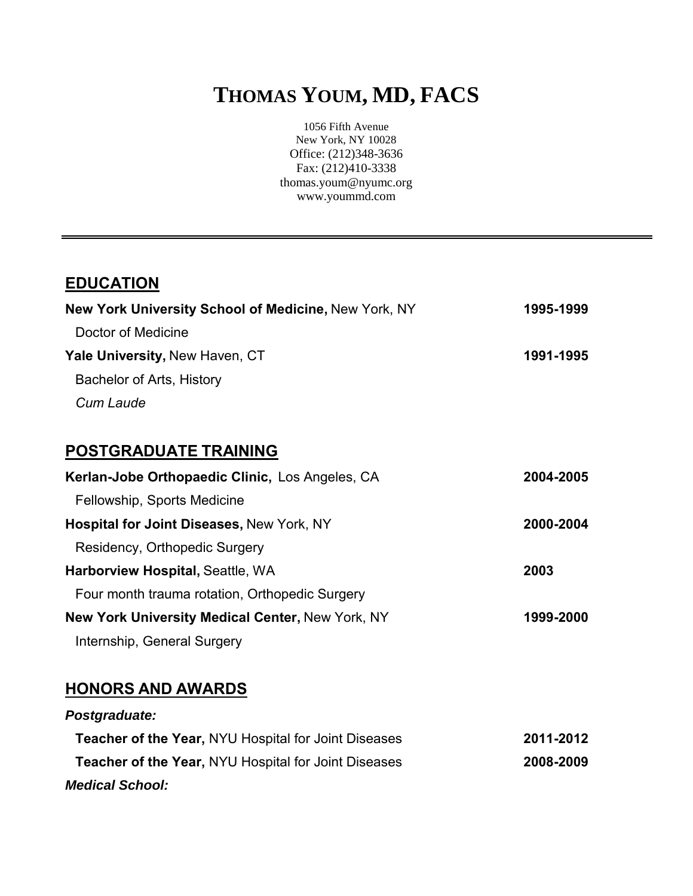# THOMAS YOUM, MD, FACS

1056 Fifth Avenue
New York, NY 10028
Office: (212)348-3636
Fax: (212)410-3338
thomas.youm@nyumc.org
www.yoummd.com

---

## EDUCATION

**New York University School of Medicine,** New York, NY — **1995-1999**
Doctor of Medicine

**Yale University,** New Haven, CT — **1991-1995**
Bachelor of Arts, History
*Cum Laude*

## POSTGRADUATE TRAINING

**Kerlan-Jobe Orthopaedic Clinic,** Los Angeles, CA — **2004-2005**
Fellowship, Sports Medicine

**Hospital for Joint Diseases,** New York, NY — **2000-2004**
Residency, Orthopedic Surgery

**Harborview Hospital,** Seattle, WA — **2003**
Four month trauma rotation, Orthopedic Surgery

**New York University Medical Center,** New York, NY — **1999-2000**
Internship, General Surgery

## HONORS AND AWARDS

***Postgraduate:***

**Teacher of the Year,** NYU Hospital for Joint Diseases — **2011-2012**

**Teacher of the Year,** NYU Hospital for Joint Diseases — **2008-2009**

***Medical School:***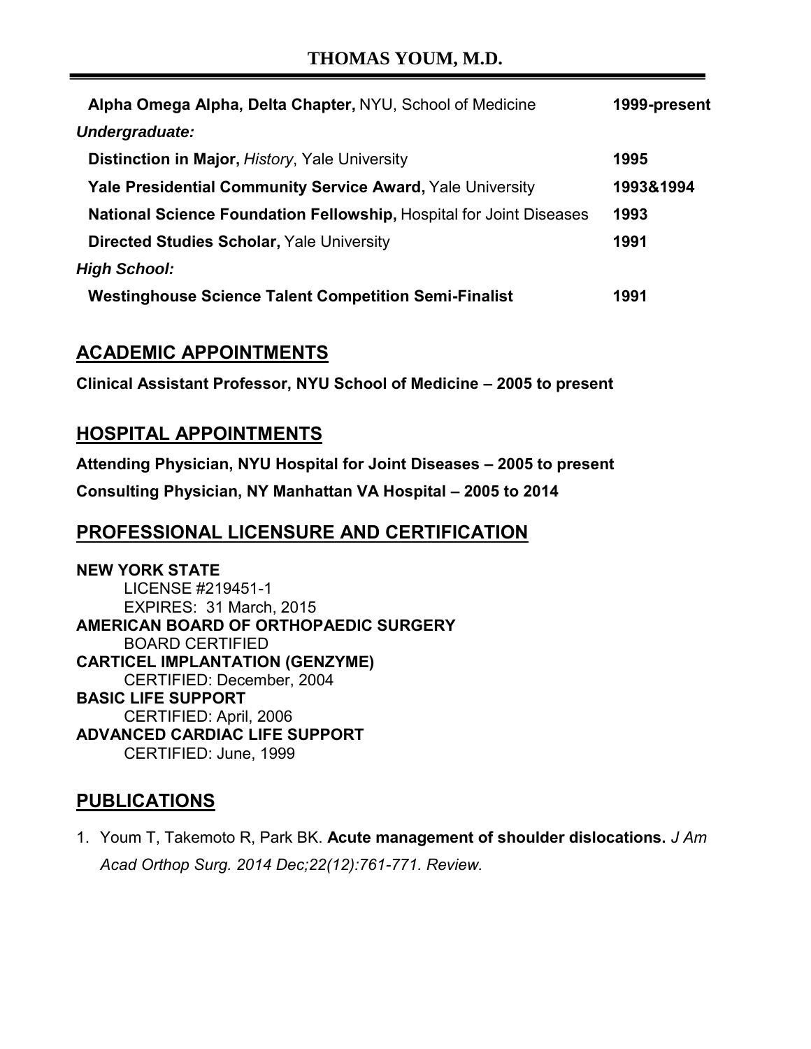**Alpha Omega Alpha, Delta Chapter,** NYU, School of Medicine **1999-present**

*Undergraduate:*

**Distinction in Major,** *History*, Yale University **1995**

**Yale Presidential Community Service Award,** Yale University **1993&1994**

**National Science Foundation Fellowship,** Hospital for Joint Diseases **1993**

**Directed Studies Scholar,** Yale University **1991**

*High School:*

**Westinghouse Science Talent Competition Semi-Finalist** **1991**

## ACADEMIC APPOINTMENTS

**Clinical Assistant Professor, NYU School of Medicine – 2005 to present**

## HOSPITAL APPOINTMENTS

**Attending Physician, NYU Hospital for Joint Diseases – 2005 to present**

**Consulting Physician, NY Manhattan VA Hospital – 2005 to 2014**

## PROFESSIONAL LICENSURE AND CERTIFICATION

**NEW YORK STATE**
LICENSE #219451-1
EXPIRES: 31 March, 2015

**AMERICAN BOARD OF ORTHOPAEDIC SURGERY**
BOARD CERTIFIED

**CARTICEL IMPLANTATION (GENZYME)**
CERTIFIED: December, 2004

**BASIC LIFE SUPPORT**
CERTIFIED: April, 2006

**ADVANCED CARDIAC LIFE SUPPORT**
CERTIFIED: June, 1999

## PUBLICATIONS

1. Youm T, Takemoto R, Park BK. **Acute management of shoulder dislocations.** *J Am Acad Orthop Surg. 2014 Dec;22(12):761-771. Review.*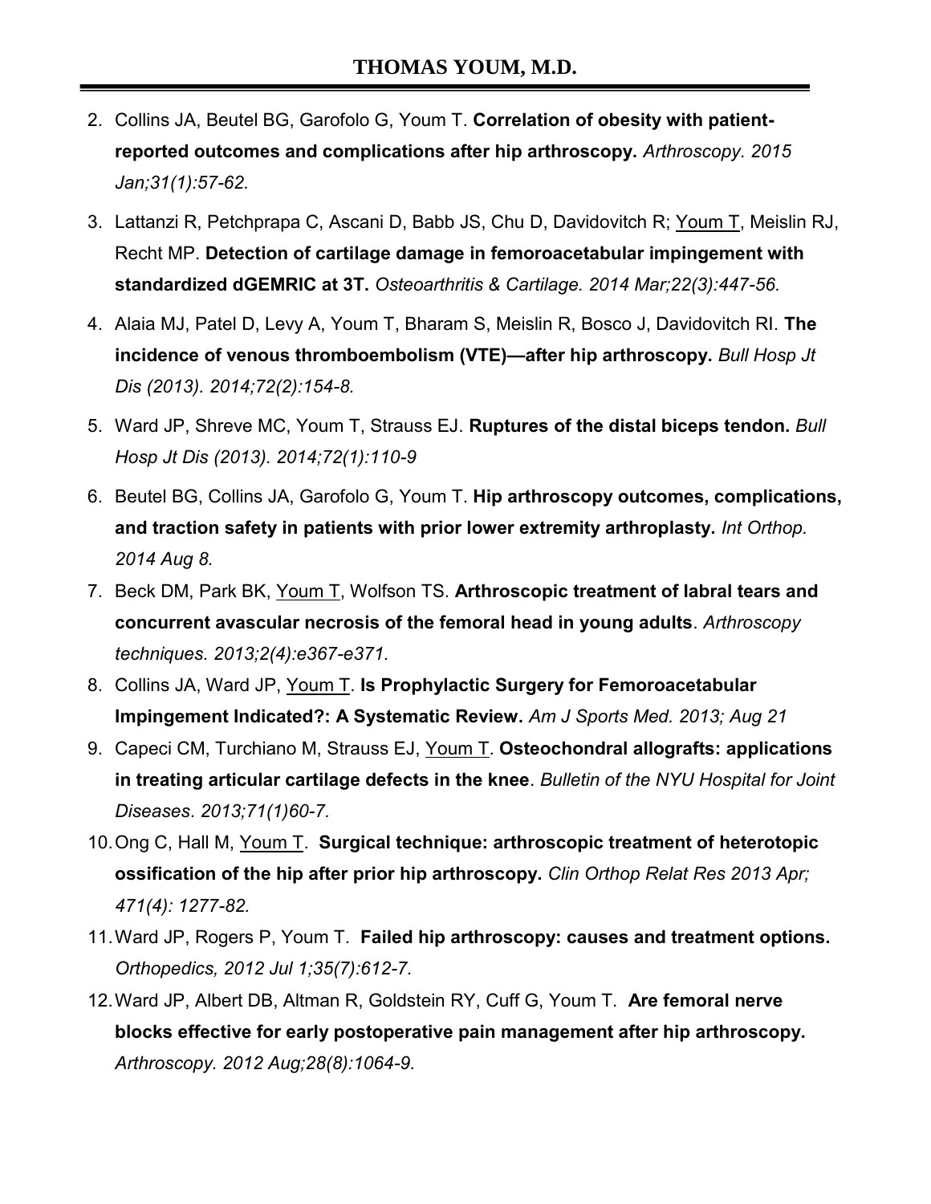2. Collins JA, Beutel BG, Garofolo G, Youm T. **Correlation of obesity with patient-reported outcomes and complications after hip arthroscopy.** *Arthroscopy. 2015 Jan;31(1):57-62.*
3. Lattanzi R, Petchprapa C, Ascani D, Babb JS, Chu D, Davidovitch R; Youm T, Meislin RJ, Recht MP. **Detection of cartilage damage in femoroacetabular impingement with standardized dGEMRIC at 3T.** *Osteoarthritis & Cartilage. 2014 Mar;22(3):447-56.*
4. Alaia MJ, Patel D, Levy A, Youm T, Bharam S, Meislin R, Bosco J, Davidovitch RI. **The incidence of venous thromboembolism (VTE)—after hip arthroscopy.** *Bull Hosp Jt Dis (2013). 2014;72(2):154-8.*
5. Ward JP, Shreve MC, Youm T, Strauss EJ. **Ruptures of the distal biceps tendon.** *Bull Hosp Jt Dis (2013). 2014;72(1):110-9*
6. Beutel BG, Collins JA, Garofolo G, Youm T. **Hip arthroscopy outcomes, complications, and traction safety in patients with prior lower extremity arthroplasty.** *Int Orthop. 2014 Aug 8.*
7. Beck DM, Park BK, Youm T, Wolfson TS. **Arthroscopic treatment of labral tears and concurrent avascular necrosis of the femoral head in young adults**. *Arthroscopy techniques. 2013;2(4):e367-e371.*
8. Collins JA, Ward JP, Youm T. **Is Prophylactic Surgery for Femoroacetabular Impingement Indicated?: A Systematic Review.** *Am J Sports Med. 2013; Aug 21*
9. Capeci CM, Turchiano M, Strauss EJ, Youm T. **Osteochondral allografts: applications in treating articular cartilage defects in the knee**. *Bulletin of the NYU Hospital for Joint Diseases. 2013;71(1)60-7.*
10. Ong C, Hall M, Youm T. **Surgical technique: arthroscopic treatment of heterotopic ossification of the hip after prior hip arthroscopy.** *Clin Orthop Relat Res 2013 Apr; 471(4): 1277-82.*
11. Ward JP, Rogers P, Youm T. **Failed hip arthroscopy: causes and treatment options.** *Orthopedics, 2012 Jul 1;35(7):612-7.*
12. Ward JP, Albert DB, Altman R, Goldstein RY, Cuff G, Youm T. **Are femoral nerve blocks effective for early postoperative pain management after hip arthroscopy.** *Arthroscopy. 2012 Aug;28(8):1064-9.*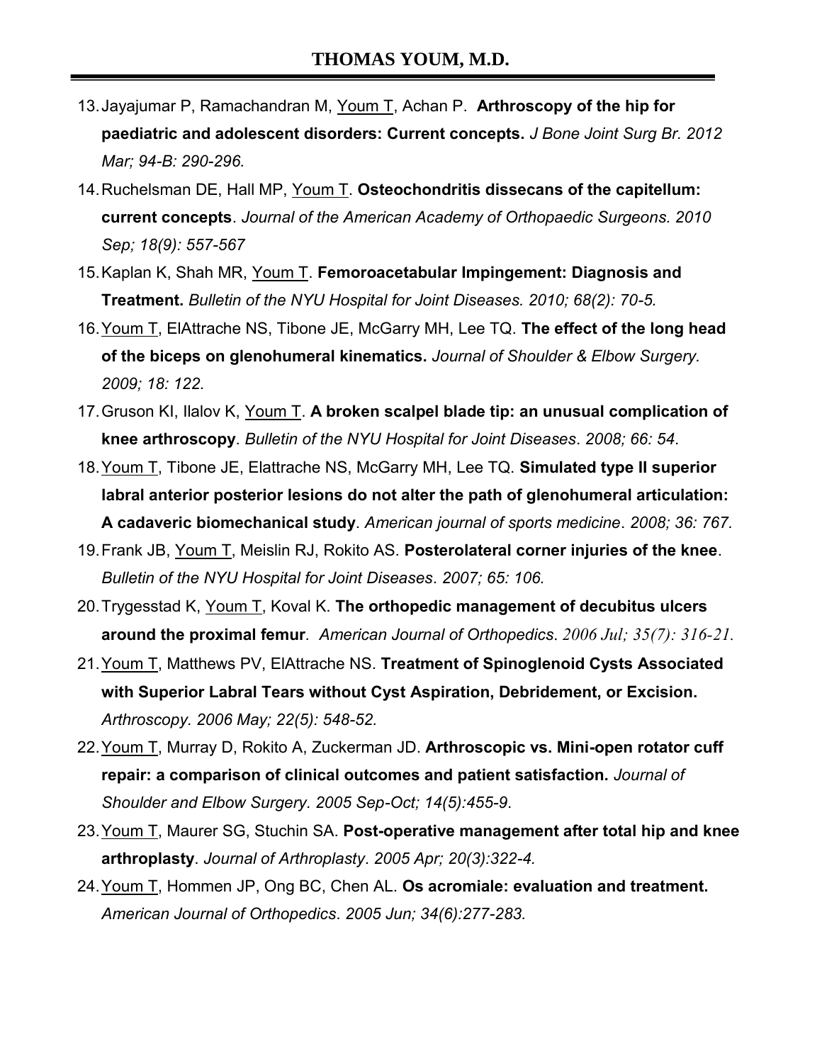13. Jayajumar P, Ramachandran M, <u>Youm T</u>, Achan P. **Arthroscopy of the hip for paediatric and adolescent disorders: Current concepts.** *J Bone Joint Surg Br. 2012 Mar; 94-B: 290-296.*
14. Ruchelsman DE, Hall MP, <u>Youm T</u>. **Osteochondritis dissecans of the capitellum: current concepts**. *Journal of the American Academy of Orthopaedic Surgeons. 2010 Sep; 18(9): 557-567*
15. Kaplan K, Shah MR, <u>Youm T</u>. **Femoroacetabular Impingement: Diagnosis and Treatment.** *Bulletin of the NYU Hospital for Joint Diseases. 2010; 68(2): 70-5.*
16. <u>Youm T</u>, ElAttrache NS, Tibone JE, McGarry MH, Lee TQ. **The effect of the long head of the biceps on glenohumeral kinematics.** *Journal of Shoulder & Elbow Surgery. 2009; 18: 122.*
17. Gruson KI, Ilalov K, <u>Youm T</u>. **A broken scalpel blade tip: an unusual complication of knee arthroscopy**. *Bulletin of the NYU Hospital for Joint Diseases*. *2008; 66: 54*.
18. <u>Youm T</u>, Tibone JE, Elattrache NS, McGarry MH, Lee TQ. **Simulated type II superior labral anterior posterior lesions do not alter the path of glenohumeral articulation: A cadaveric biomechanical study**. *American journal of sports medicine*. *2008; 36: 767.*
19. Frank JB, <u>Youm T</u>, Meislin RJ, Rokito AS. **Posterolateral corner injuries of the knee**. *Bulletin of the NYU Hospital for Joint Diseases*. *2007; 65: 106.*
20. Trygesstad K, <u>Youm T</u>, Koval K. **The orthopedic management of decubitus ulcers around the proximal femur**. *American Journal of Orthopedics*. *2006 Jul; 35(7): 316-21.*
21. <u>Youm T</u>, Matthews PV, ElAttrache NS. **Treatment of Spinoglenoid Cysts Associated with Superior Labral Tears without Cyst Aspiration, Debridement, or Excision.** *Arthroscopy. 2006 May; 22(5): 548-52.*
22. <u>Youm T</u>, Murray D, Rokito A, Zuckerman JD. **Arthroscopic vs. Mini-open rotator cuff repair: a comparison of clinical outcomes and patient satisfaction.** *Journal of Shoulder and Elbow Surgery. 2005 Sep-Oct; 14(5):455-9*.
23. <u>Youm T</u>, Maurer SG, Stuchin SA. **Post-operative management after total hip and knee arthroplasty**. *Journal of Arthroplasty*. *2005 Apr; 20(3):322-4.*
24. <u>Youm T</u>, Hommen JP, Ong BC, Chen AL. **Os acromiale: evaluation and treatment.** *American Journal of Orthopedics*. *2005 Jun; 34(6):277-283.*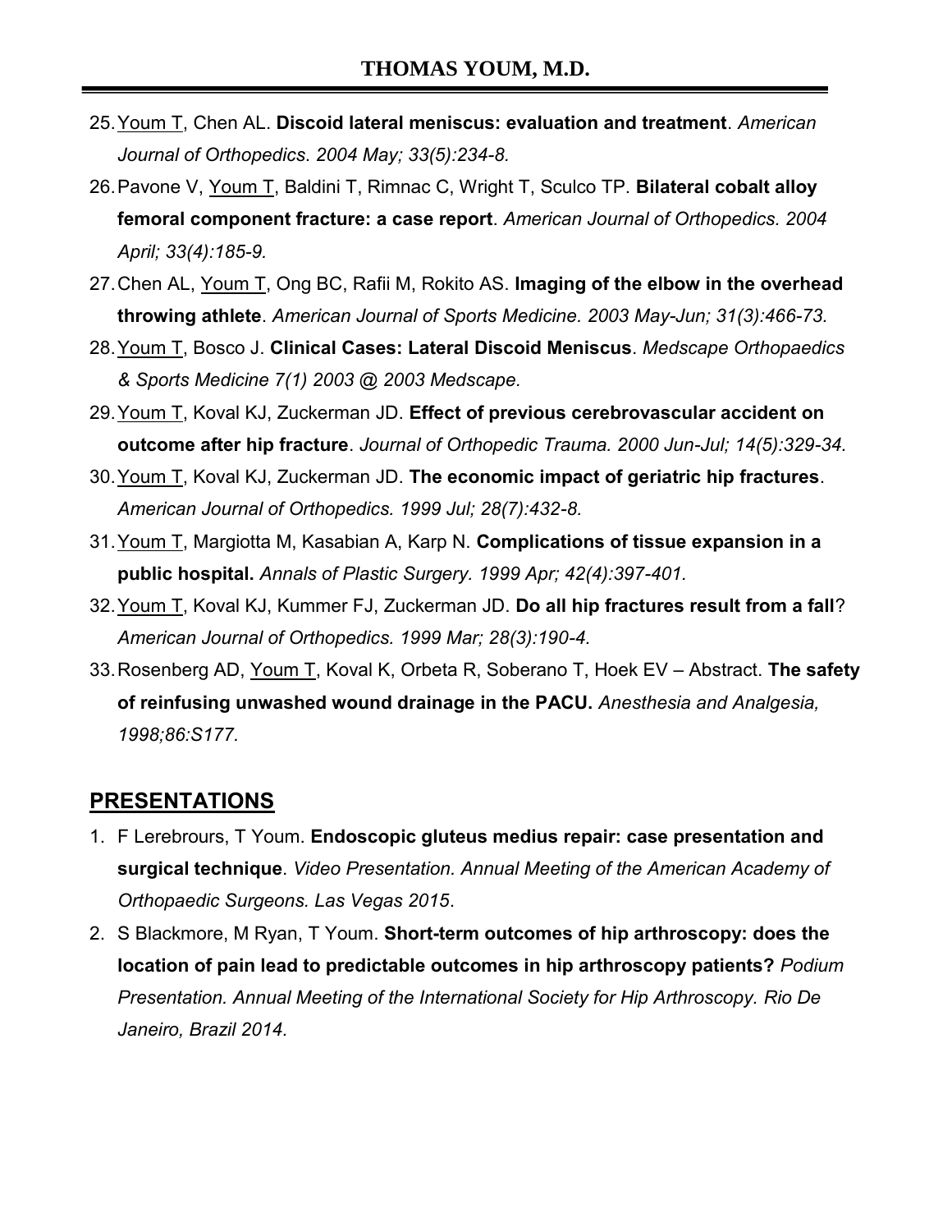25. Youm T, Chen AL. **Discoid lateral meniscus: evaluation and treatment**. *American Journal of Orthopedics. 2004 May; 33(5):234-8.*
26. Pavone V, Youm T, Baldini T, Rimnac C, Wright T, Sculco TP. **Bilateral cobalt alloy femoral component fracture: a case report**. *American Journal of Orthopedics. 2004 April; 33(4):185-9.*
27. Chen AL, Youm T, Ong BC, Rafii M, Rokito AS. **Imaging of the elbow in the overhead throwing athlete**. *American Journal of Sports Medicine. 2003 May-Jun; 31(3):466-73.*
28. Youm T, Bosco J. **Clinical Cases: Lateral Discoid Meniscus**. *Medscape Orthopaedics & Sports Medicine 7(1) 2003 @ 2003 Medscape.*
29. Youm T, Koval KJ, Zuckerman JD. **Effect of previous cerebrovascular accident on outcome after hip fracture**. *Journal of Orthopedic Trauma. 2000 Jun-Jul; 14(5):329-34.*
30. Youm T, Koval KJ, Zuckerman JD. **The economic impact of geriatric hip fractures**. *American Journal of Orthopedics. 1999 Jul; 28(7):432-8.*
31. Youm T, Margiotta M, Kasabian A, Karp N. **Complications of tissue expansion in a public hospital.** *Annals of Plastic Surgery. 1999 Apr; 42(4):397-401.*
32. Youm T, Koval KJ, Kummer FJ, Zuckerman JD. **Do all hip fractures result from a fall**? *American Journal of Orthopedics. 1999 Mar; 28(3):190-4.*
33. Rosenberg AD, Youm T, Koval K, Orbeta R, Soberano T, Hoek EV – Abstract. **The safety of reinfusing unwashed wound drainage in the PACU.** *Anesthesia and Analgesia, 1998;86:S177.*

## PRESENTATIONS

1. F Lerebrours, T Youm. **Endoscopic gluteus medius repair: case presentation and surgical technique**. *Video Presentation. Annual Meeting of the American Academy of Orthopaedic Surgeons. Las Vegas 2015*.
2. S Blackmore, M Ryan, T Youm. **Short-term outcomes of hip arthroscopy: does the location of pain lead to predictable outcomes in hip arthroscopy patients?** *Podium Presentation. Annual Meeting of the International Society for Hip Arthroscopy. Rio De Janeiro, Brazil 2014.*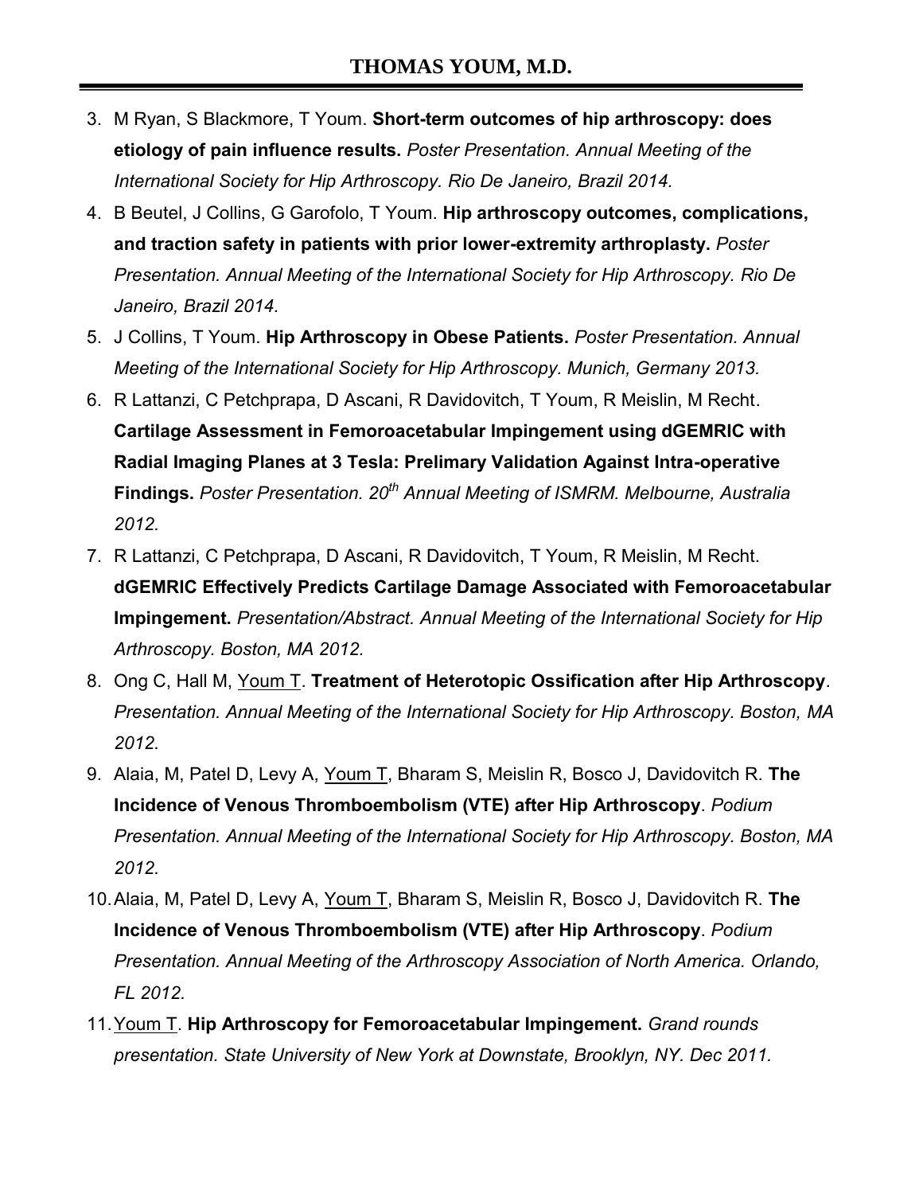3. M Ryan, S Blackmore, T Youm. **Short-term outcomes of hip arthroscopy: does etiology of pain influence results.** *Poster Presentation. Annual Meeting of the International Society for Hip Arthroscopy. Rio De Janeiro, Brazil 2014.*
4. B Beutel, J Collins, G Garofolo, T Youm. **Hip arthroscopy outcomes, complications, and traction safety in patients with prior lower-extremity arthroplasty.** *Poster Presentation. Annual Meeting of the International Society for Hip Arthroscopy. Rio De Janeiro, Brazil 2014.*
5. J Collins, T Youm. **Hip Arthroscopy in Obese Patients.** *Poster Presentation. Annual Meeting of the International Society for Hip Arthroscopy. Munich, Germany 2013.*
6. R Lattanzi, C Petchprapa, D Ascani, R Davidovitch, T Youm, R Meislin, M Recht. **Cartilage Assessment in Femoroacetabular Impingement using dGEMRIC with Radial Imaging Planes at 3 Tesla: Prelimary Validation Against Intra-operative Findings.** *Poster Presentation. 20th Annual Meeting of ISMRM. Melbourne, Australia 2012.*
7. R Lattanzi, C Petchprapa, D Ascani, R Davidovitch, T Youm, R Meislin, M Recht. **dGEMRIC Effectively Predicts Cartilage Damage Associated with Femoroacetabular Impingement.** *Presentation/Abstract. Annual Meeting of the International Society for Hip Arthroscopy. Boston, MA 2012.*
8. Ong C, Hall M, Youm T. **Treatment of Heterotopic Ossification after Hip Arthroscopy**. *Presentation. Annual Meeting of the International Society for Hip Arthroscopy. Boston, MA 2012.*
9. Alaia, M, Patel D, Levy A, Youm T, Bharam S, Meislin R, Bosco J, Davidovitch R. **The Incidence of Venous Thromboembolism (VTE) after Hip Arthroscopy**. *Podium Presentation. Annual Meeting of the International Society for Hip Arthroscopy. Boston, MA 2012.*
10. Alaia, M, Patel D, Levy A, Youm T, Bharam S, Meislin R, Bosco J, Davidovitch R. **The Incidence of Venous Thromboembolism (VTE) after Hip Arthroscopy**. *Podium Presentation. Annual Meeting of the Arthroscopy Association of North America. Orlando, FL 2012.*
11. Youm T. **Hip Arthroscopy for Femoroacetabular Impingement.** *Grand rounds presentation. State University of New York at Downstate, Brooklyn, NY. Dec 2011.*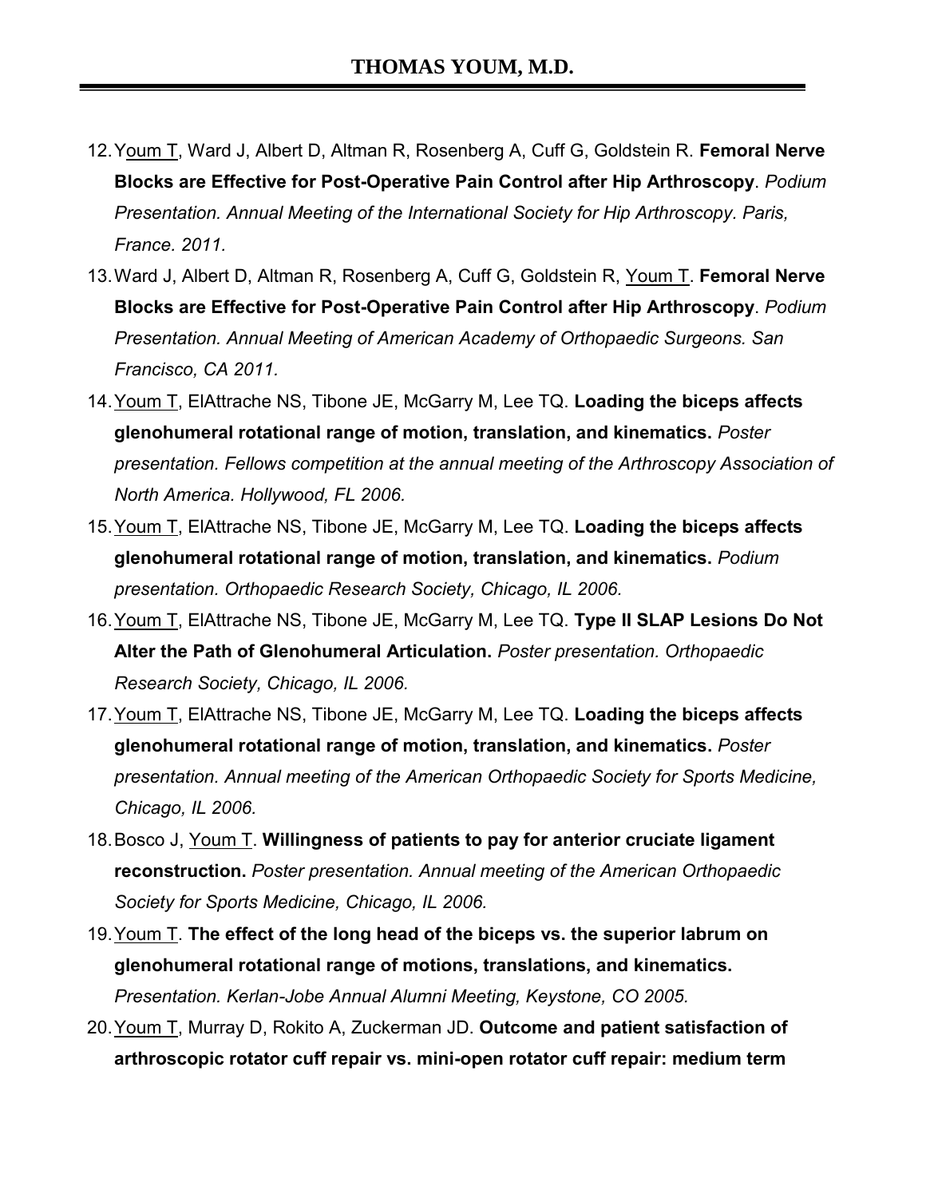12. Youm T, Ward J, Albert D, Altman R, Rosenberg A, Cuff G, Goldstein R. **Femoral Nerve Blocks are Effective for Post-Operative Pain Control after Hip Arthroscopy**. *Podium Presentation. Annual Meeting of the International Society for Hip Arthroscopy. Paris, France. 2011.*
13. Ward J, Albert D, Altman R, Rosenberg A, Cuff G, Goldstein R, Youm T. **Femoral Nerve Blocks are Effective for Post-Operative Pain Control after Hip Arthroscopy**. *Podium Presentation. Annual Meeting of American Academy of Orthopaedic Surgeons. San Francisco, CA 2011.*
14. Youm T, ElAttrache NS, Tibone JE, McGarry M, Lee TQ. **Loading the biceps affects glenohumeral rotational range of motion, translation, and kinematics.** *Poster presentation. Fellows competition at the annual meeting of the Arthroscopy Association of North America. Hollywood, FL 2006.*
15. Youm T, ElAttrache NS, Tibone JE, McGarry M, Lee TQ. **Loading the biceps affects glenohumeral rotational range of motion, translation, and kinematics.** *Podium presentation. Orthopaedic Research Society, Chicago, IL 2006.*
16. Youm T, ElAttrache NS, Tibone JE, McGarry M, Lee TQ. **Type II SLAP Lesions Do Not Alter the Path of Glenohumeral Articulation.** *Poster presentation. Orthopaedic Research Society, Chicago, IL 2006.*
17. Youm T, ElAttrache NS, Tibone JE, McGarry M, Lee TQ. **Loading the biceps affects glenohumeral rotational range of motion, translation, and kinematics.** *Poster presentation. Annual meeting of the American Orthopaedic Society for Sports Medicine, Chicago, IL 2006.*
18. Bosco J, Youm T. **Willingness of patients to pay for anterior cruciate ligament reconstruction.** *Poster presentation. Annual meeting of the American Orthopaedic Society for Sports Medicine, Chicago, IL 2006.*
19. Youm T. **The effect of the long head of the biceps vs. the superior labrum on glenohumeral rotational range of motions, translations, and kinematics.** *Presentation. Kerlan-Jobe Annual Alumni Meeting, Keystone, CO 2005.*
20. Youm T, Murray D, Rokito A, Zuckerman JD. **Outcome and patient satisfaction of arthroscopic rotator cuff repair vs. mini-open rotator cuff repair: medium term**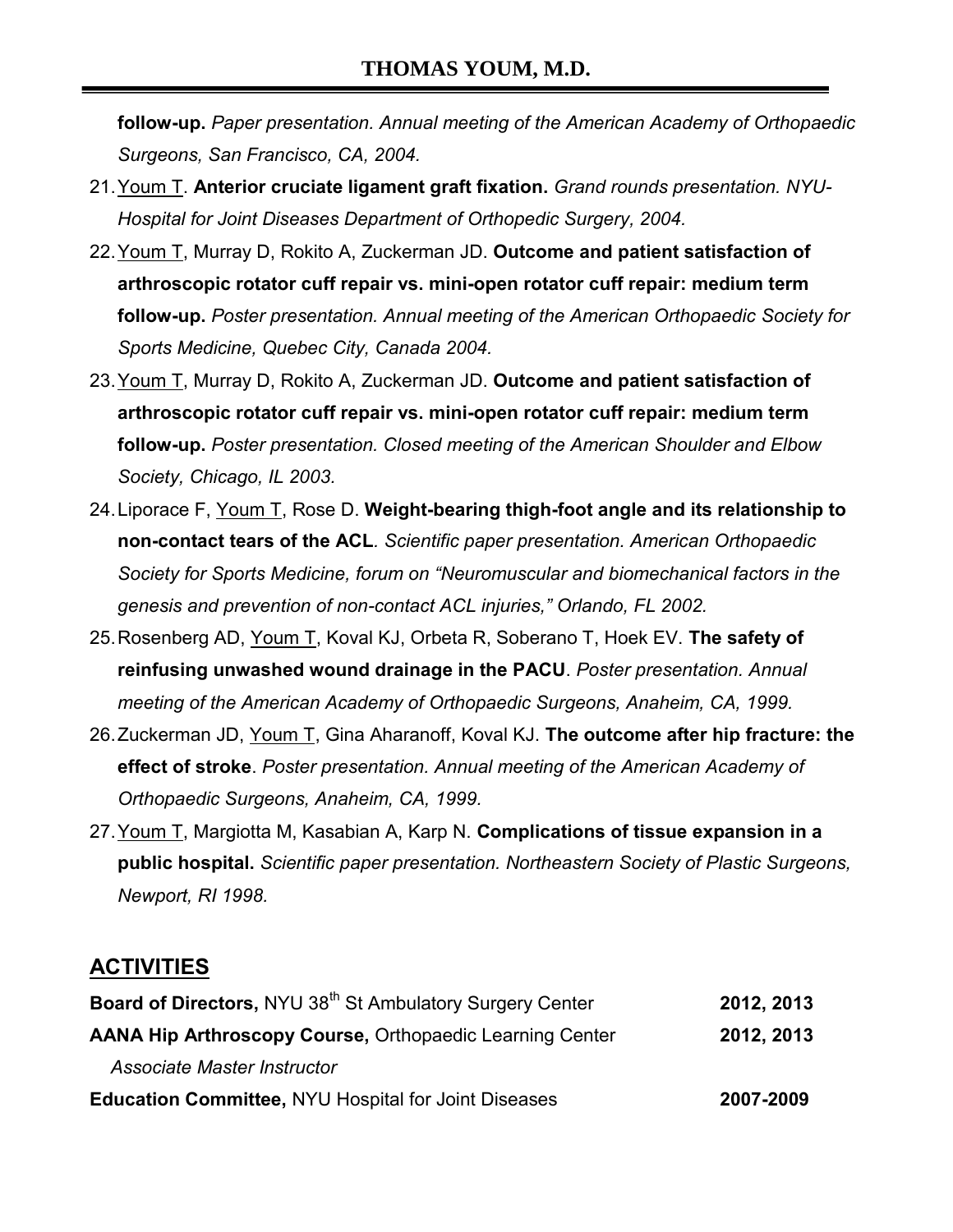**follow-up.** *Paper presentation. Annual meeting of the American Academy of Orthopaedic Surgeons, San Francisco, CA, 2004.*

21. Youm T. **Anterior cruciate ligament graft fixation.** *Grand rounds presentation. NYU-Hospital for Joint Diseases Department of Orthopedic Surgery, 2004.*
22. Youm T, Murray D, Rokito A, Zuckerman JD. **Outcome and patient satisfaction of arthroscopic rotator cuff repair vs. mini-open rotator cuff repair: medium term follow-up.** *Poster presentation. Annual meeting of the American Orthopaedic Society for Sports Medicine, Quebec City, Canada 2004.*
23. Youm T, Murray D, Rokito A, Zuckerman JD. **Outcome and patient satisfaction of arthroscopic rotator cuff repair vs. mini-open rotator cuff repair: medium term follow-up.** *Poster presentation. Closed meeting of the American Shoulder and Elbow Society, Chicago, IL 2003.*
24. Liporace F, Youm T, Rose D. **Weight-bearing thigh-foot angle and its relationship to non-contact tears of the ACL***. Scientific paper presentation. American Orthopaedic Society for Sports Medicine, forum on "Neuromuscular and biomechanical factors in the genesis and prevention of non-contact ACL injuries," Orlando, FL 2002.*
25. Rosenberg AD, Youm T, Koval KJ, Orbeta R, Soberano T, Hoek EV. **The safety of reinfusing unwashed wound drainage in the PACU**. *Poster presentation. Annual meeting of the American Academy of Orthopaedic Surgeons, Anaheim, CA, 1999.*
26. Zuckerman JD, Youm T, Gina Aharanoff, Koval KJ. **The outcome after hip fracture: the effect of stroke**. *Poster presentation. Annual meeting of the American Academy of Orthopaedic Surgeons, Anaheim, CA, 1999.*
27. Youm T, Margiotta M, Kasabian A, Karp N. **Complications of tissue expansion in a public hospital.** *Scientific paper presentation. Northeastern Society of Plastic Surgeons, Newport, RI 1998.*

## ACTIVITIES

**Board of Directors,** NYU 38th St Ambulatory Surgery Center — **2012, 2013**

**AANA Hip Arthroscopy Course,** Orthopaedic Learning Center — **2012, 2013**
*Associate Master Instructor*

**Education Committee,** NYU Hospital for Joint Diseases — **2007-2009**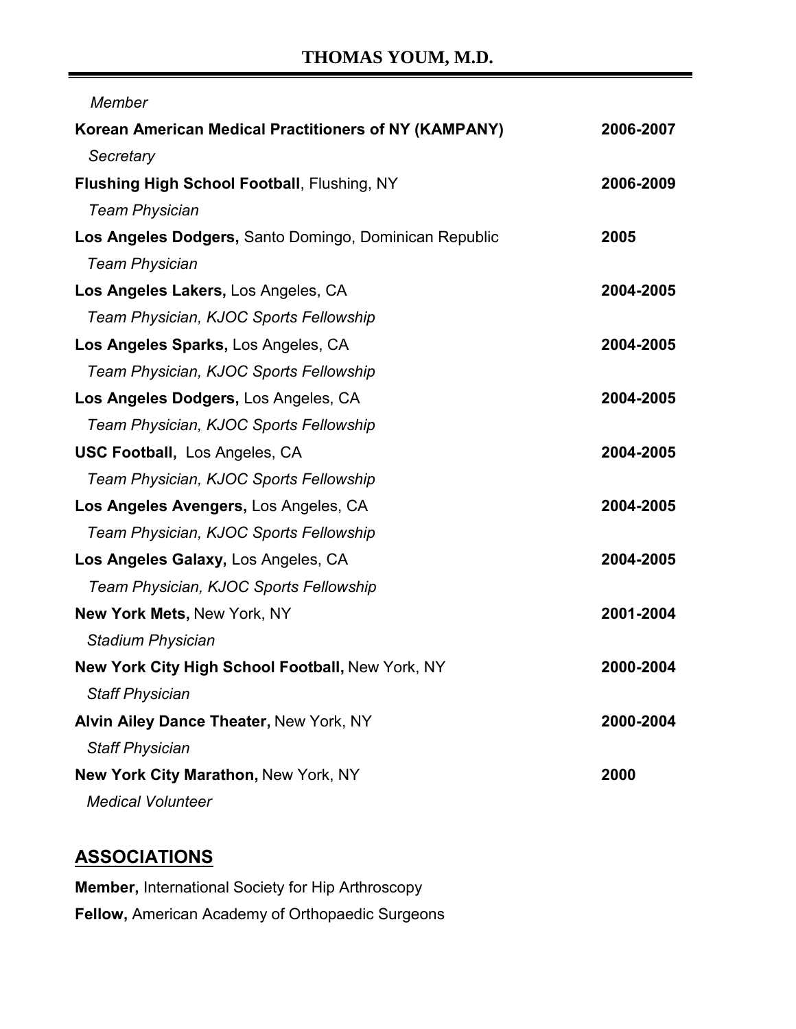*Member*

**Korean American Medical Practitioners of NY (KAMPANY)** **2006-2007**
*Secretary*

**Flushing High School Football**, Flushing, NY **2006-2009**
*Team Physician*

**Los Angeles Dodgers,** Santo Domingo, Dominican Republic **2005**
*Team Physician*

**Los Angeles Lakers,** Los Angeles, CA **2004-2005**
*Team Physician, KJOC Sports Fellowship*

**Los Angeles Sparks,** Los Angeles, CA **2004-2005**
*Team Physician, KJOC Sports Fellowship*

**Los Angeles Dodgers,** Los Angeles, CA **2004-2005**
*Team Physician, KJOC Sports Fellowship*

**USC Football,** Los Angeles, CA **2004-2005**
*Team Physician, KJOC Sports Fellowship*

**Los Angeles Avengers,** Los Angeles, CA **2004-2005**
*Team Physician, KJOC Sports Fellowship*

**Los Angeles Galaxy,** Los Angeles, CA **2004-2005**
*Team Physician, KJOC Sports Fellowship*

**New York Mets,** New York, NY **2001-2004**
*Stadium Physician*

**New York City High School Football,** New York, NY **2000-2004**
*Staff Physician*

**Alvin Ailey Dance Theater,** New York, NY **2000-2004**
*Staff Physician*

**New York City Marathon,** New York, NY **2000**
*Medical Volunteer*

## ASSOCIATIONS

**Member,** International Society for Hip Arthroscopy
**Fellow,** American Academy of Orthopaedic Surgeons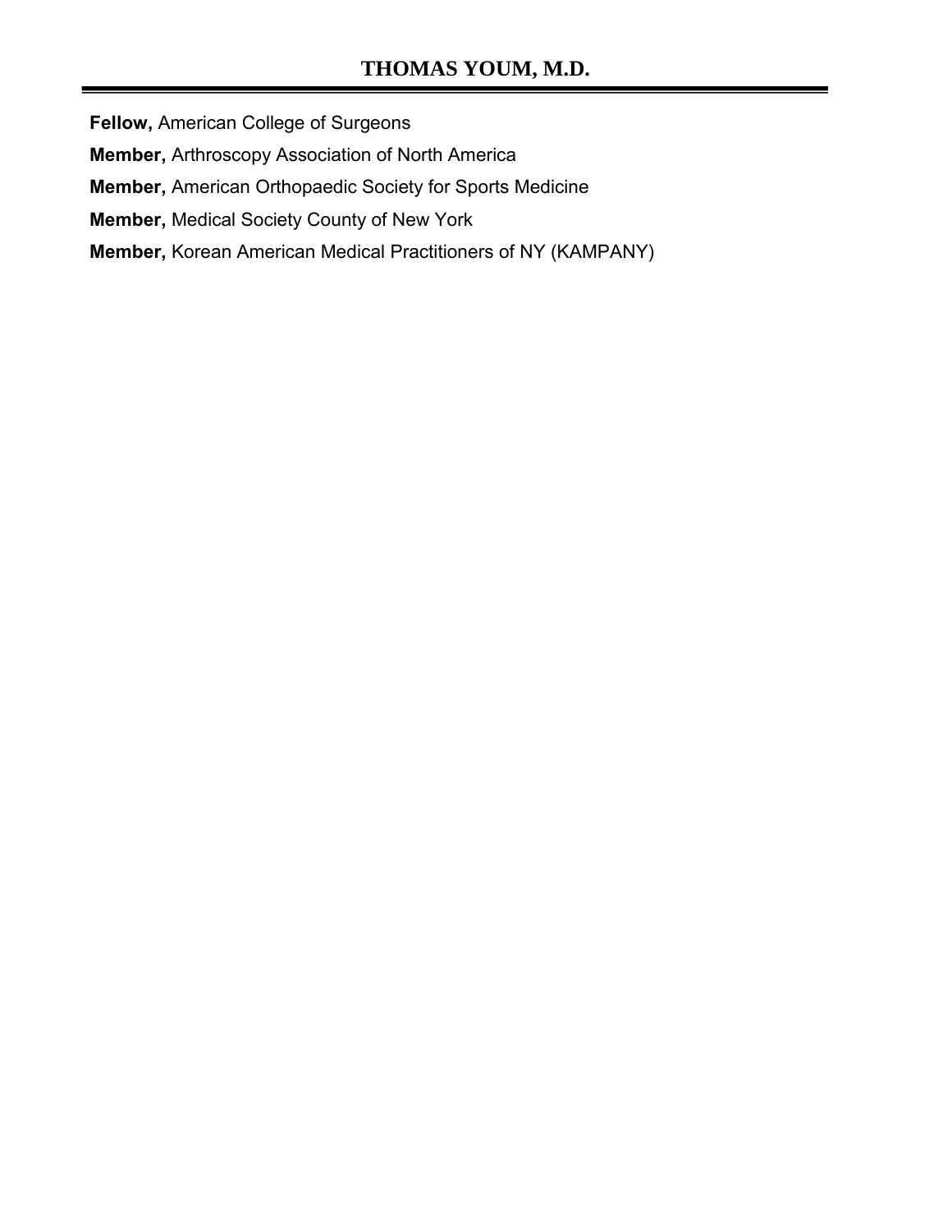**Fellow,** American College of Surgeons

**Member,** Arthroscopy Association of North America

**Member,** American Orthopaedic Society for Sports Medicine

**Member,** Medical Society County of New York

**Member,** Korean American Medical Practitioners of NY (KAMPANY)